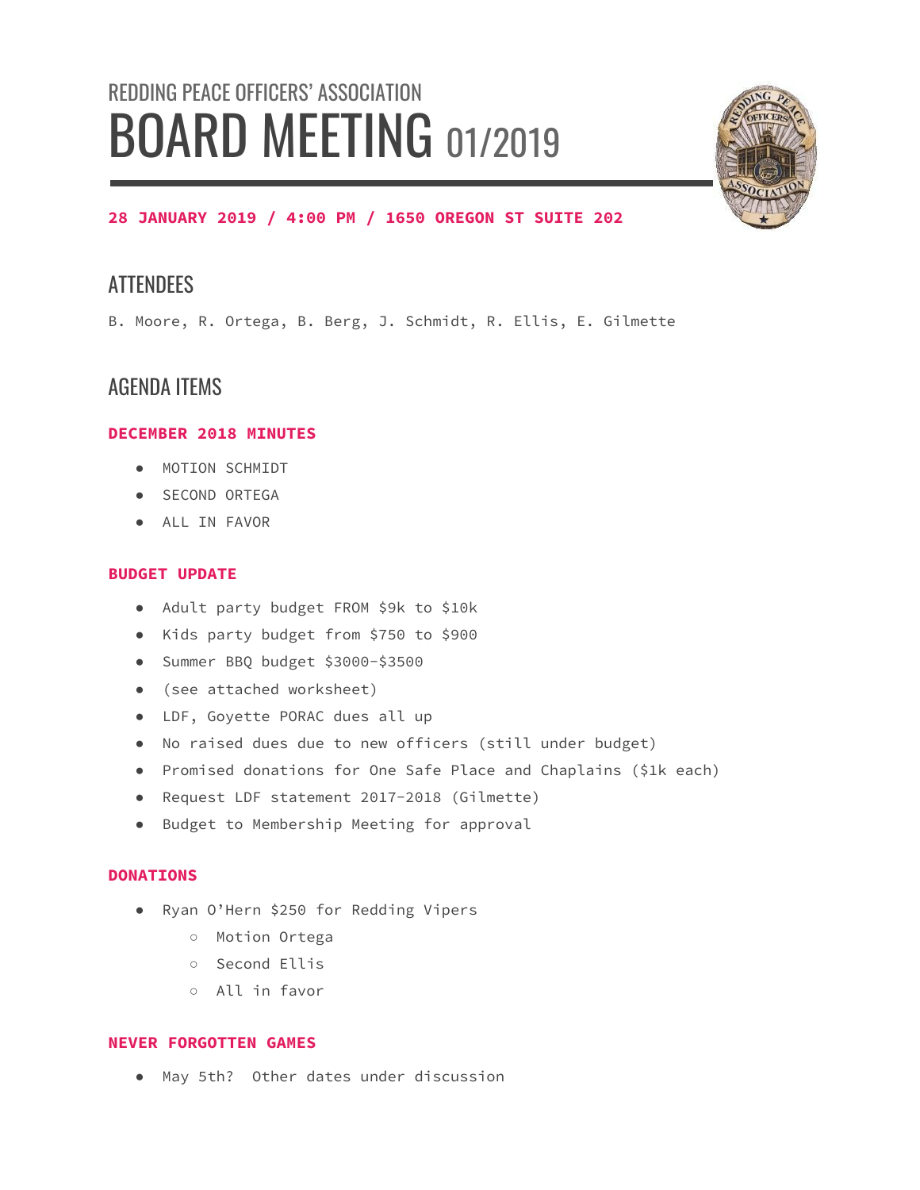REDDING PEACE OFFICERS' ASSOCIATION

# BOARD MEETING 01/2019

**28 JANUARY 2019 / 4:00 PM / 1650 OREGON ST SUITE 202**

## ATTENDEES

B. Moore, R. Ortega, B. Berg, J. Schmidt, R. Ellis, E. Gilmette

## AGENDA ITEMS

### DECEMBER 2018 MINUTES

- MOTION SCHMIDT
- SECOND ORTEGA
- ALL IN FAVOR

### BUDGET UPDATE

- Adult party budget FROM $9k to $10k
- Kids party budget from $750 to $900
- Summer BBQ budget $3000-$3500
- (see attached worksheet)
- LDF, Goyette PORAC dues all up
- No raised dues due to new officers (still under budget)
- Promised donations for One Safe Place and Chaplains ($1k each)
- Request LDF statement 2017-2018 (Gilmette)
- Budget to Membership Meeting for approval

### DONATIONS

- Ryan O'Hern $250 for Redding Vipers
  - Motion Ortega
  - Second Ellis
  - All in favor

### NEVER FORGOTTEN GAMES

- May 5th? Other dates under discussion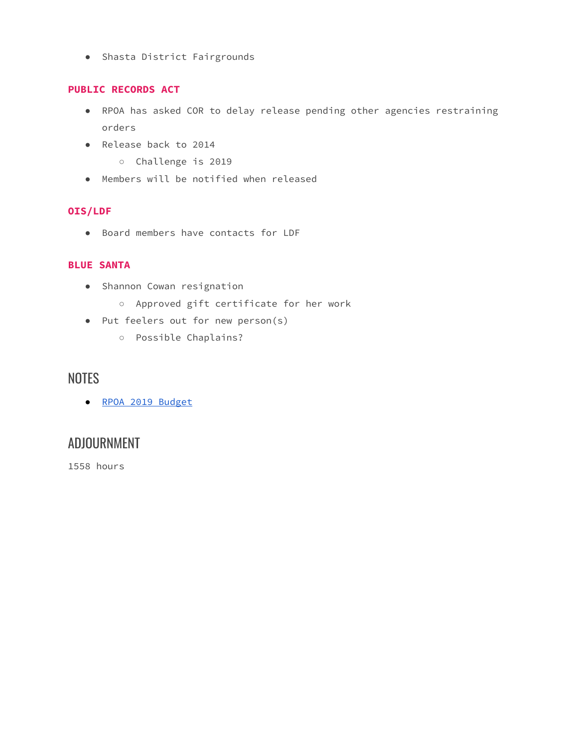- Shasta District Fairgrounds

### PUBLIC RECORDS ACT

- RPOA has asked COR to delay release pending other agencies restraining orders
- Release back to 2014
  - Challenge is 2019
- Members will be notified when released

### OIS/LDF

- Board members have contacts for LDF

### BLUE SANTA

- Shannon Cowan resignation
  - Approved gift certificate for her work
- Put feelers out for new person(s)
  - Possible Chaplains?

## NOTES

- RPOA 2019 Budget

## ADJOURNMENT

1558 hours